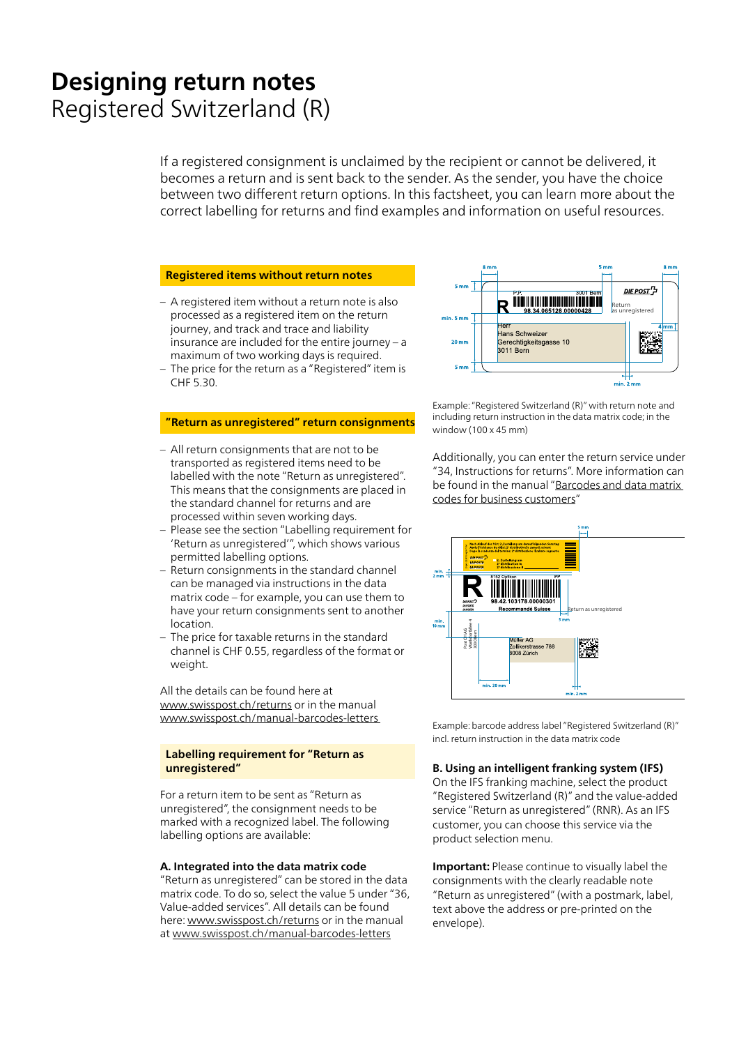# Designing return notes
Registered Switzerland (R)

If a registered consignment is unclaimed by the recipient or cannot be delivered, it becomes a return and is sent back to the sender. As the sender, you have the choice between two different return options. In this factsheet, you can learn more about the correct labelling for returns and find examples and information on useful resources.

## Registered items without return notes

- A registered item without a return note is also processed as a registered item on the return journey, and track and trace and liability insurance are included for the entire journey – a maximum of two working days is required.
- The price for the return as a "Registered" item is CHF 5.30.

## "Return as unregistered" return consignments

- All return consignments that are not to be transported as registered items need to be labelled with the note "Return as unregistered". This means that the consignments are placed in the standard channel for returns and are processed within seven working days.
- Please see the section "Labelling requirement for 'Return as unregistered'", which shows various permitted labelling options.
- Return consignments in the standard channel can be managed via instructions in the data matrix code – for example, you can use them to have your return consignments sent to another location.
- The price for taxable returns in the standard channel is CHF 0.55, regardless of the format or weight.

All the details can be found here at www.swisspost.ch/returns or in the manual www.swisspost.ch/manual-barcodes-letters

## Labelling requirement for "Return as unregistered"

For a return item to be sent as "Return as unregistered", the consignment needs to be marked with a recognized label. The following labelling options are available:

### A. Integrated into the data matrix code

"Return as unregistered" can be stored in the data matrix code. To do so, select the value 5 under "36, Value-added services". All details can be found here: www.swisspost.ch/returns or in the manual at www.swisspost.ch/manual-barcodes-letters

Example: "Registered Switzerland (R)" with return note and including return instruction in the data matrix code; in the window (100 x 45 mm)

Additionally, you can enter the return service under "34, Instructions for returns". More information can be found in the manual "Barcodes and data matrix codes for business customers"

Example: barcode address label "Registered Switzerland (R)" incl. return instruction in the data matrix code

### B. Using an intelligent franking system (IFS)

On the IFS franking machine, select the product "Registered Switzerland (R)" and the value-added service "Return as unregistered" (RNR). As an IFS customer, you can choose this service via the product selection menu.

**Important:** Please continue to visually label the consignments with the clearly readable note "Return as unregistered" (with a postmark, label, text above the address or pre-printed on the envelope).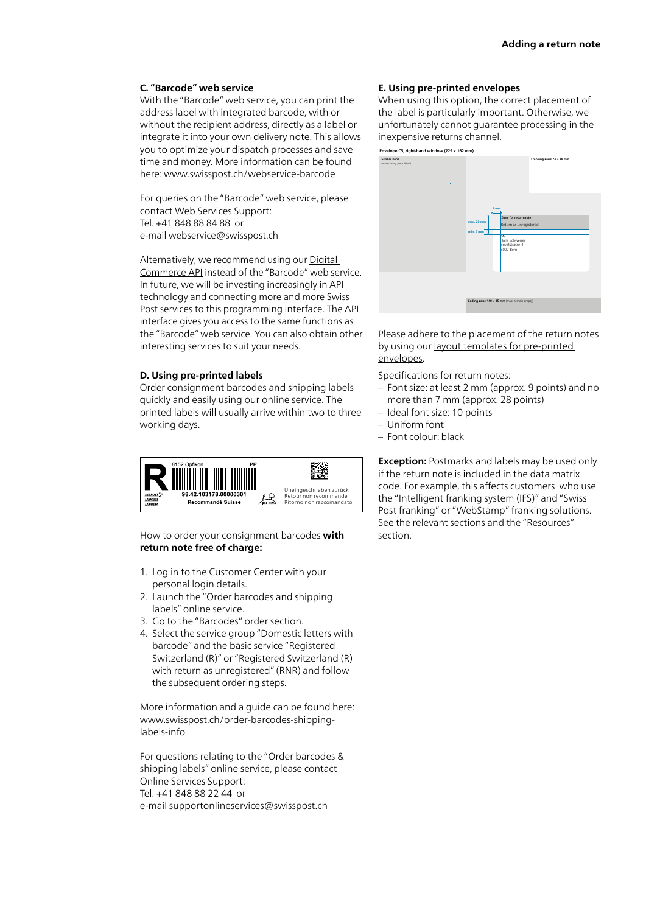### C. "Barcode" web service

With the "Barcode" web service, you can print the address label with integrated barcode, with or without the recipient address, directly as a label or integrate it into your own delivery note. This allows you to optimize your dispatch processes and save time and money. More information can be found here: www.swisspost.ch/webservice-barcode

For queries on the "Barcode" web service, please contact Web Services Support:
Tel. +41 848 88 84 88 or
e-mail webservice@swisspost.ch

Alternatively, we recommend using our Digital Commerce API instead of the "Barcode" web service. In future, we will be investing increasingly in API technology and connecting more and more Swiss Post services to this programming interface. The API interface gives you access to the same functions as the "Barcode" web service. You can also obtain other interesting services to suit your needs.

### D. Using pre-printed labels

Order consignment barcodes and shipping labels quickly and easily using our online service. The printed labels will usually arrive within two to three working days.

R 8152 Opfikon PP
98.42.103178.00000301
Recommandé Suisse
Uneingeschrieben zurück
Retour non recommandé
Ritorno non raccomandato

How to order your consignment barcodes **with return note free of charge:**

1. Log in to the Customer Center with your personal login details.
2. Launch the "Order barcodes and shipping labels" online service.
3. Go to the "Barcodes" order section.
4. Select the service group "Domestic letters with barcode" and the basic service "Registered Switzerland (R)" or "Registered Switzerland (R) with return as unregistered" (RNR) and follow the subsequent ordering steps.

More information and a guide can be found here: www.swisspost.ch/order-barcodes-shipping-labels-info

For questions relating to the "Order barcodes & shipping labels" online service, please contact Online Services Support:
Tel. +41 848 88 22 44 or
e-mail supportonlineservices@swisspost.ch

### E. Using pre-printed envelopes

When using this option, the correct placement of the label is particularly important. Otherwise, we unfortunately cannot guarantee processing in the inexpensive returns channel.

Envelope C5, right-hand window (229 × 162 mm)

Sender zone (advertising permitted)
Franking zone 74 × 38 mm
8 mm
max. 28 mm
min. 5 mm
Zone for return note
Return as unregistered
Hr.
Hans Schweizer
Bowilstrasse 4
3007 Bern
Coding zone 140 × 15 mm (must remain empty)

Please adhere to the placement of the return notes by using our layout templates for pre-printed envelopes.

Specifications for return notes:

- Font size: at least 2 mm (approx. 9 points) and no more than 7 mm (approx. 28 points)
- Ideal font size: 10 points
- Uniform font
- Font colour: black

**Exception:** Postmarks and labels may be used only if the return note is included in the data matrix code. For example, this affects customers who use the "Intelligent franking system (IFS)" and "Swiss Post franking" or "WebStamp" franking solutions. See the relevant sections and the "Resources" section.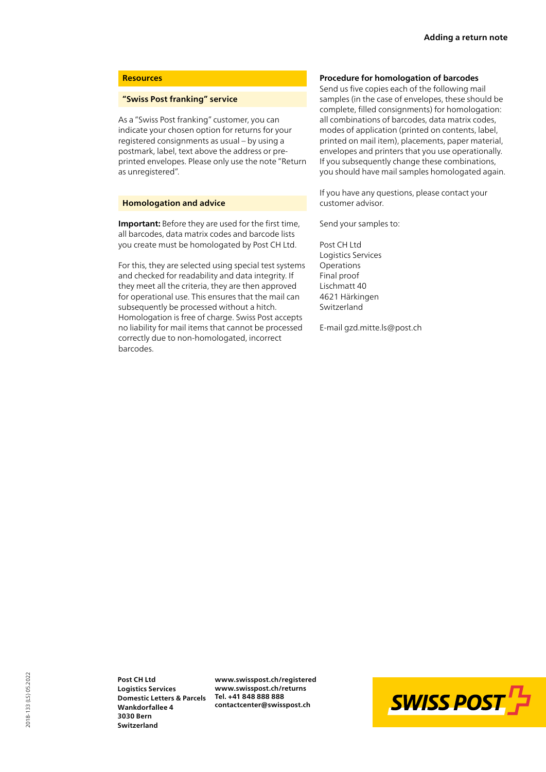## Resources

### "Swiss Post franking" service

As a "Swiss Post franking" customer, you can indicate your chosen option for returns for your registered consignments as usual – by using a postmark, label, text above the address or pre-printed envelopes. Please only use the note "Return as unregistered".

### Homologation and advice

**Important:** Before they are used for the first time, all barcodes, data matrix codes and barcode lists you create must be homologated by Post CH Ltd.

For this, they are selected using special test systems and checked for readability and data integrity. If they meet all the criteria, they are then approved for operational use. This ensures that the mail can subsequently be processed without a hitch. Homologation is free of charge. Swiss Post accepts no liability for mail items that cannot be processed correctly due to non-homologated, incorrect barcodes.

**Procedure for homologation of barcodes**
Send us five copies each of the following mail samples (in the case of envelopes, these should be complete, filled consignments) for homologation: all combinations of barcodes, data matrix codes, modes of application (printed on contents, label, printed on mail item), placements, paper material, envelopes and printers that you use operationally. If you subsequently change these combinations, you should have mail samples homologated again.

If you have any questions, please contact your customer advisor.

Send your samples to:

Post CH Ltd
Logistics Services
Operations
Final proof
Lischmatt 40
4621 Härkingen
Switzerland

E-mail gzd.mitte.ls@post.ch

**Post CH Ltd**
**Logistics Services**
**Domestic Letters & Parcels**
**Wankdorfallee 4**
**3030 Bern**
**Switzerland**

**www.swisspost.ch/registered**
**www.swisspost.ch/returns**
**Tel. +41 848 888 888**
**contactcenter@swisspost.ch**

SWISS POST

2018-133 (LS) 05.2022